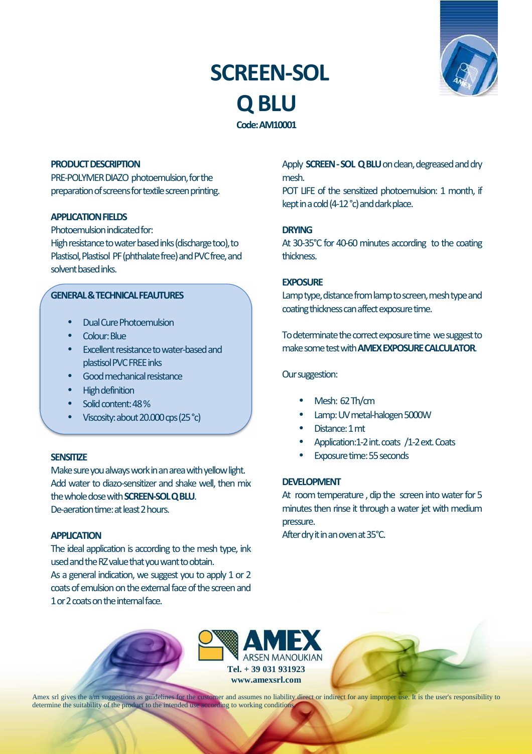# SCREEN-SOL Q BLU

**Code: AM10001**

### PRODUCT DESCRIPTION

PRE-POLYMER DIAZO photoemulsion, for the preparation of screens for textile screen printing.

### APPLICATION FIELDS

Photoemulsion indicated for:
High resistance to water based inks (discharge too), to Plastisol, Plastisol PF (phthalate free) and PVC free, and solvent based inks.

### GENERAL & TECHNICAL FEAUTURES

- Dual Cure Photoemulsion
- Colour: Blue
- Excellent resistance to water-based and plastisol PVC FREE inks
- Good mechanical resistance
- High definition
- Solid content: 48 %
- Viscosity: about 20.000 cps (25 °c)

### SENSITIZE

Make sure you always work in an area with yellow light.
Add water to diazo-sensitizer and shake well, then mix the whole dose with **SCREEN-SOL Q BLU**.
De-aeration time: at least 2 hours.

### APPLICATION

The ideal application is according to the mesh type, ink used and the RZ value that you want to obtain.
As a general indication, we suggest you to apply 1 or 2 coats of emulsion on the external face of the screen and 1 or 2 coats on the internal face.

Apply **SCREEN - SOL Q BLU** on clean, degreased and dry mesh.
POT LIFE of the sensitized photoemulsion: 1 month, if kept in a cold (4-12 °c) and dark place.

### DRYING

At 30-35°C for 40-60 minutes according to the coating thickness.

### EXPOSURE

Lamp type, distance from lamp to screen, mesh type and coating thickness can affect exposure time.

To determinate the correct exposure time we suggest to make some test with **AMEX EXPOSURE CALCULATOR**.

Our suggestion:

- Mesh: 62 Th/cm
- Lamp: UV metal-halogen 5000W
- Distance: 1 mt
- Application:1-2 int. coats /1-2 ext. Coats
- Exposure time: 55 seconds

### DEVELOPMENT

At room temperature , dip the screen into water for 5 minutes then rinse it through a water jet with medium pressure.
After dry it in an oven at 35°C.

AMEX ARSEN MANOUKIAN
Tel. + 39 031 931923
www.amexsrl.com

Amex srl gives the a/m suggestions as guidelines for the customer and assumes no liability direct or indirect for any improper use. It is the user's responsibility to determine the suitability of the product to the intended use according to working conditions.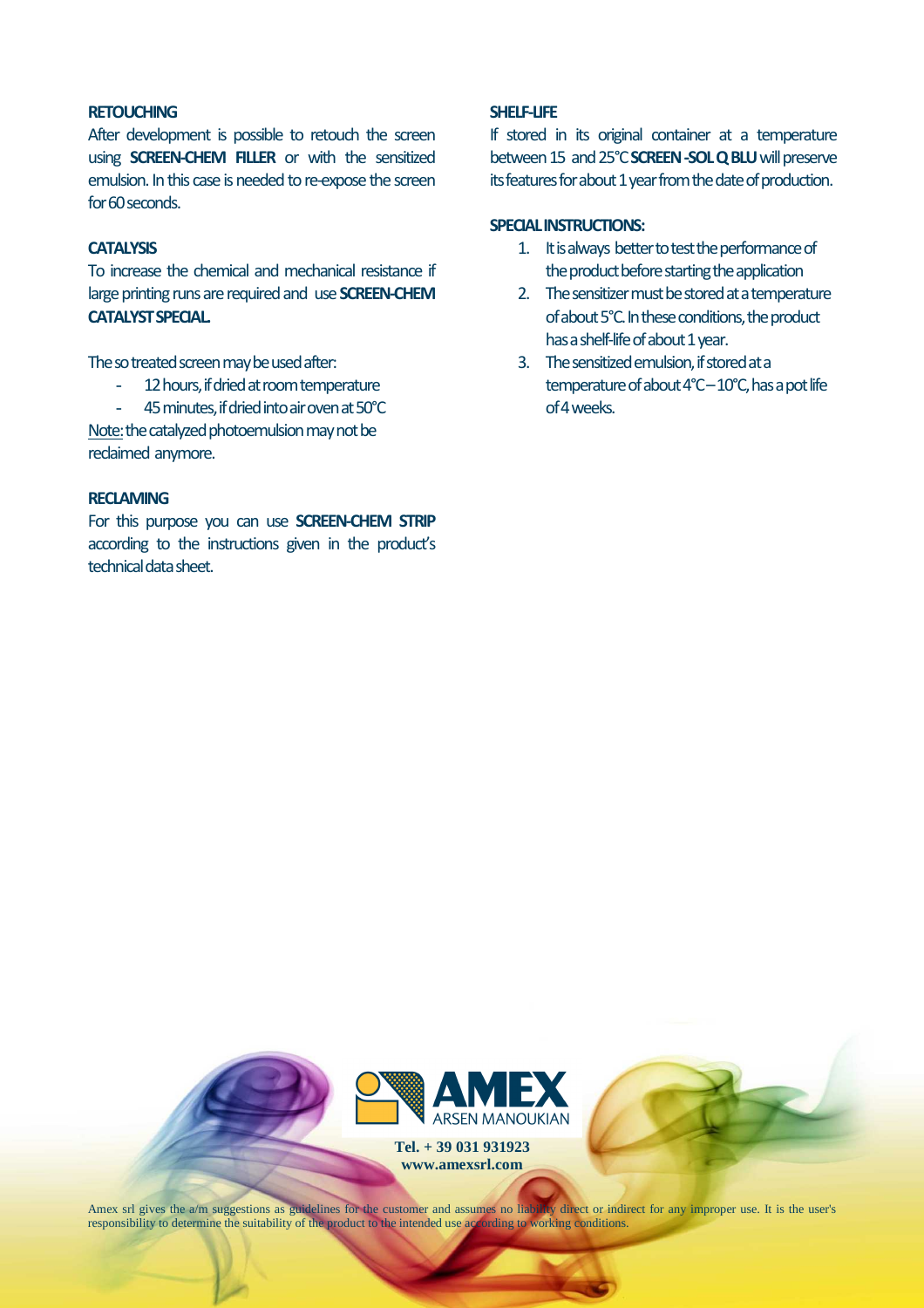### RETOUCHING

After development is possible to retouch the screen using **SCREEN-CHEM FILLER** or with the sensitized emulsion. In this case is needed to re-expose the screen for 60 seconds.

### CATALYSIS

To increase the chemical and mechanical resistance if large printing runs are required and use **SCREEN-CHEM CATALYST SPECIAL**.

The so treated screen may be used after:

- 12 hours, if dried at room temperature
- 45 minutes, if dried into air oven at 50°C

Note: the catalyzed photoemulsion may not be reclaimed anymore.

### RECLAIMING

For this purpose you can use **SCREEN-CHEM STRIP** according to the instructions given in the product's technical data sheet.

### SHELF-LIFE

If stored in its original container at a temperature between 15 and 25°C **SCREEN -SOL Q BLU** will preserve its features for about 1 year from the date of production.

### SPECIAL INSTRUCTIONS:

1. It is always better to test the performance of the product before starting the application
2. The sensitizer must be stored at a temperature of about 5°C. In these conditions, the product has a shelf-life of about 1 year.
3. The sensitized emulsion, if stored at a temperature of about 4°C – 10°C, has a pot life of 4 weeks.

AMEX ARSEN MANOUKIAN

**Tel. + 39 031 931923**
**www.amexsrl.com**

Amex srl gives the a/m suggestions as guidelines for the customer and assumes no liability direct or indirect for any improper use. It is the user's responsibility to determine the suitability of the product to the intended use according to working conditions.